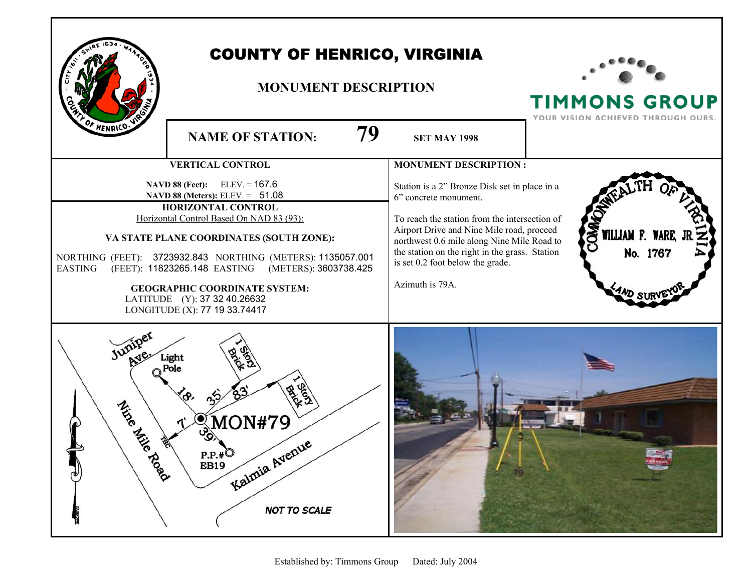# COUNTY OF HENRICO, VIRGINIA

## MONUMENT DESCRIPTION

TIMMONS GROUP
YOUR VISION ACHIEVED THROUGH OURS.

**NAME OF STATION: 79** **SET MAY 1998**

### VERTICAL CONTROL

**NAVD 88 (Feet):** ELEV. = 167.6
**NAVD 88 (Meters):** ELEV. = 51.08

### HORIZONTAL CONTROL

Horizontal Control Based On NAD 83 (93):

**VA STATE PLANE COORDINATES (SOUTH ZONE):**

NORTHING (FEET): 3723932.843 NORTHING (METERS): 1135057.001
EASTING (FEET): 11823265.148 EASTING (METERS): 3603738.425

**GEOGRAPHIC COORDINATE SYSTEM:**

LATITUDE (Y): 37 32 40.26632
LONGITUDE (X): 77 19 33.74417

### MONUMENT DESCRIPTION :

Station is a 2" Bronze Disk set in place in a 6" concrete monument.

To reach the station from the intersection of Airport Drive and Nine Mile road, proceed northwest 0.6 mile along Nine Mile Road to the station on the right in the grass. Station is set 0.2 foot below the grade.

Azimuth is 79A.

COMMONWEALTH OF VIRGINIA
WILLIAM F. WARE, JR.
No. 1767
LAND SURVEYOR

Juniper Ave. Light Pole 18' 35' 83' 1 Story Brick 1 Story Brick 7' MON#79 39' P.P.# EB19 Nine Mile Road TBC Kalmia Avenue MAGNETIC

*NOT TO SCALE*

Established by: Timmons Group Dated: July 2004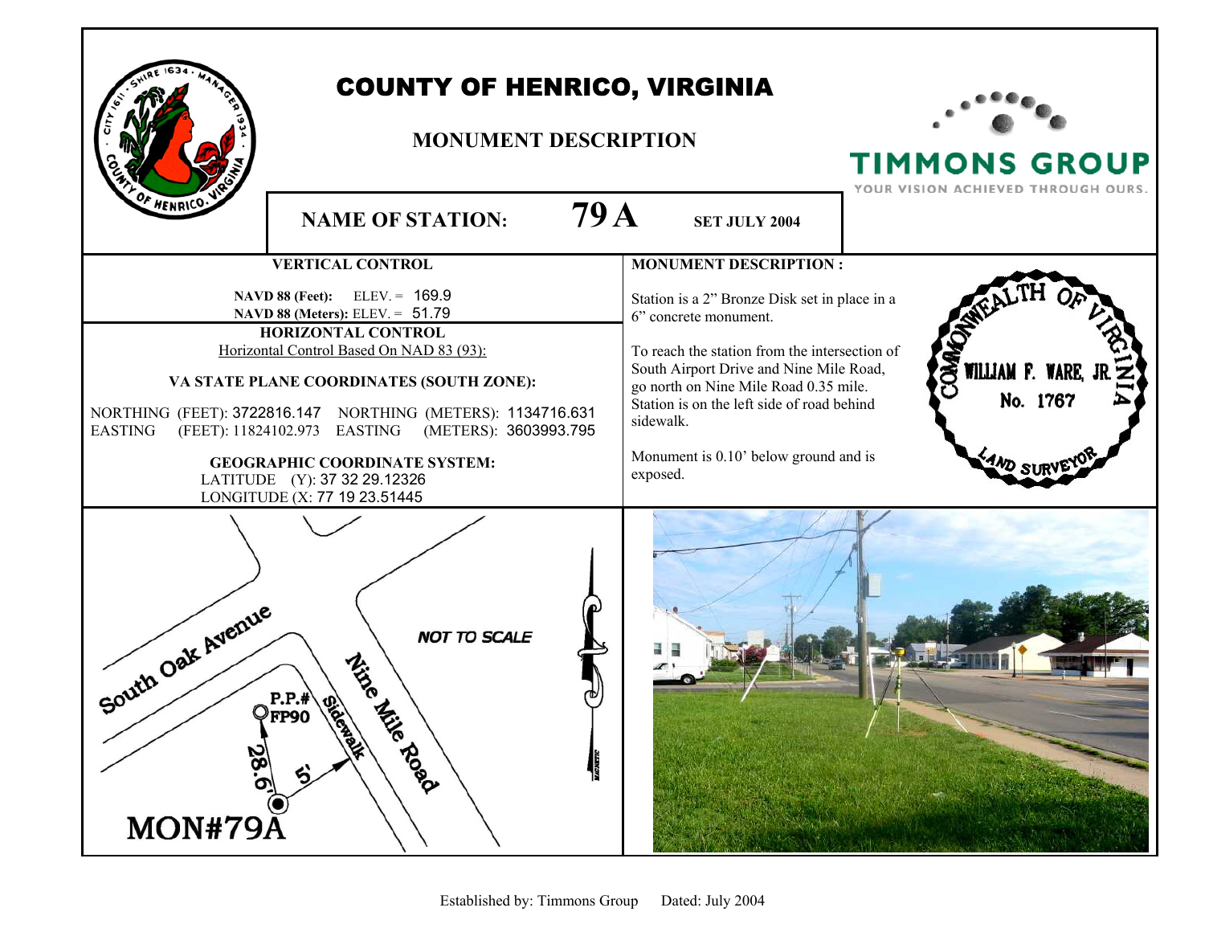# COUNTY OF HENRICO, VIRGINIA

## MONUMENT DESCRIPTION

TIMMONS GROUP
YOUR VISION ACHIEVED THROUGH OURS.

**NAME OF STATION:** **79 A** **SET JULY 2004**

### VERTICAL CONTROL

**NAVD 88 (Feet):** ELEV. = 169.9
**NAVD 88 (Meters):** ELEV. = 51.79

### HORIZONTAL CONTROL

Horizontal Control Based On NAD 83 (93):

**VA STATE PLANE COORDINATES (SOUTH ZONE):**

NORTHING (FEET): 3722816.147 NORTHING (METERS): 1134716.631
EASTING (FEET): 11824102.973 EASTING (METERS): 3603993.795

**GEOGRAPHIC COORDINATE SYSTEM:**

LATITUDE (Y): 37 32 29.12326
LONGITUDE (X: 77 19 23.51445

### MONUMENT DESCRIPTION :

Station is a 2" Bronze Disk set in place in a 6" concrete monument.

To reach the station from the intersection of South Airport Drive and Nine Mile Road, go north on Nine Mile Road 0.35 mile. Station is on the left side of road behind sidewalk.

Monument is 0.10' below ground and is exposed.

COMMONWEALTH OF VIRGINIA
WILLIAM F. WARE, JR.
No. 1767
LAND SURVEYOR

South Oak Avenue
Nine Mile Road
Sidewalk
P.P.# FP90
28.6'
5'
MON#79A
NOT TO SCALE

Established by: Timmons Group Dated: July 2004